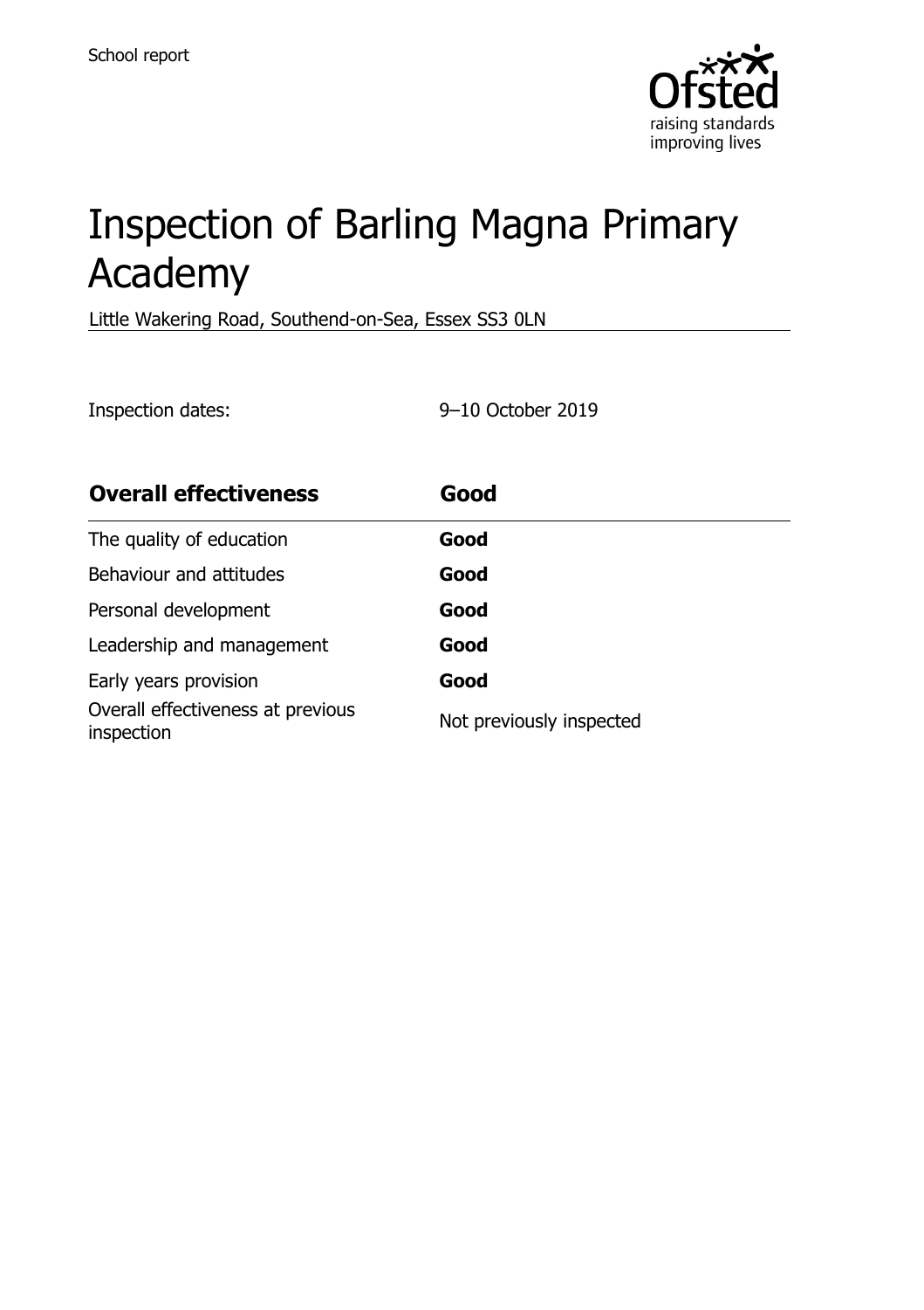School report

# Inspection of Barling Magna Primary Academy

Little Wakering Road, Southend-on-Sea, Essex SS3 0LN

Inspection dates: 9–10 October 2019

| **Overall effectiveness** | **Good** |
| --- | --- |
| The quality of education | **Good** |
| Behaviour and attitudes | **Good** |
| Personal development | **Good** |
| Leadership and management | **Good** |
| Early years provision | **Good** |
| Overall effectiveness at previous inspection | Not previously inspected |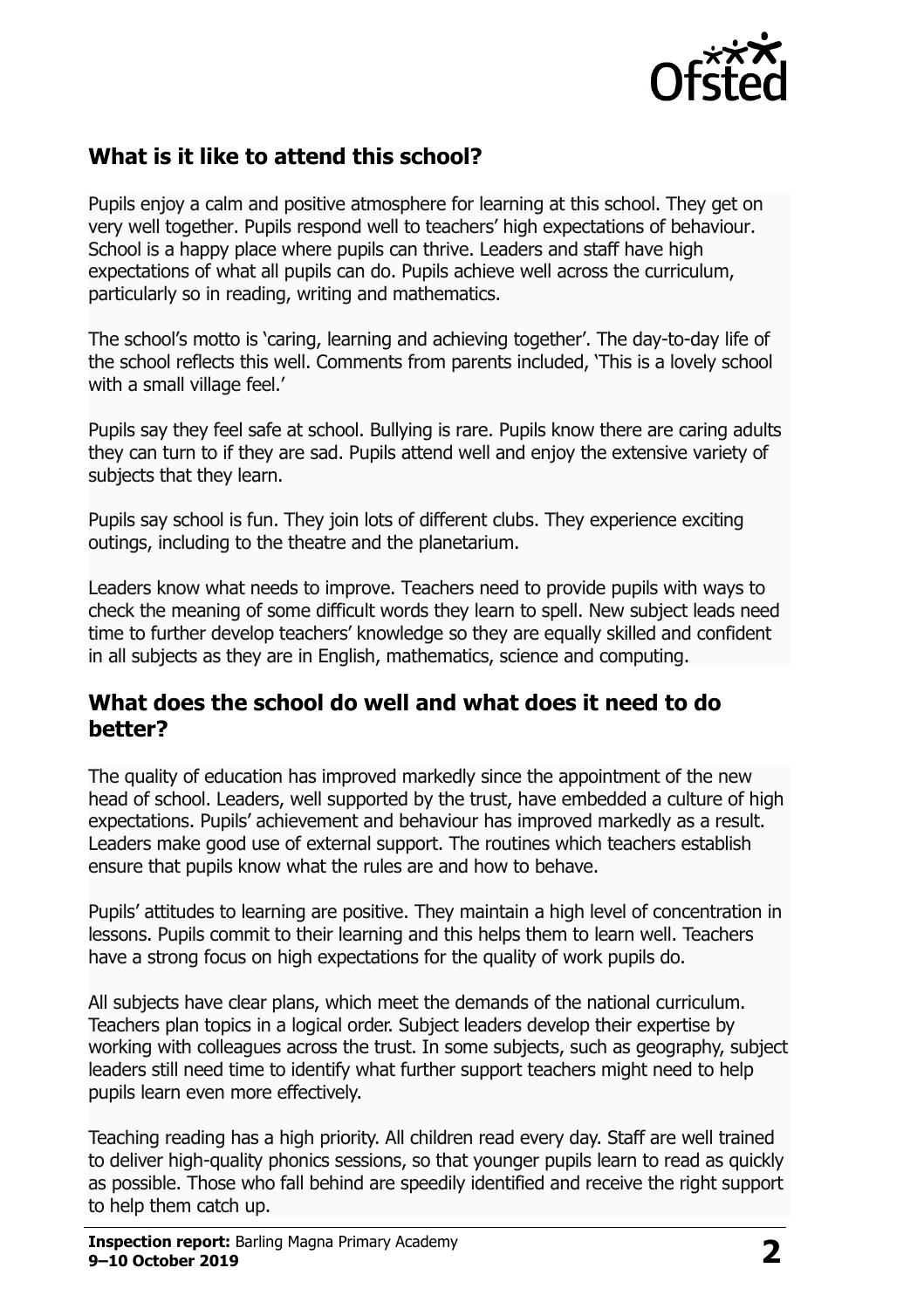## What is it like to attend this school?

Pupils enjoy a calm and positive atmosphere for learning at this school. They get on very well together. Pupils respond well to teachers' high expectations of behaviour. School is a happy place where pupils can thrive. Leaders and staff have high expectations of what all pupils can do. Pupils achieve well across the curriculum, particularly so in reading, writing and mathematics.

The school's motto is 'caring, learning and achieving together'. The day-to-day life of the school reflects this well. Comments from parents included, 'This is a lovely school with a small village feel.'

Pupils say they feel safe at school. Bullying is rare. Pupils know there are caring adults they can turn to if they are sad. Pupils attend well and enjoy the extensive variety of subjects that they learn.

Pupils say school is fun. They join lots of different clubs. They experience exciting outings, including to the theatre and the planetarium.

Leaders know what needs to improve. Teachers need to provide pupils with ways to check the meaning of some difficult words they learn to spell. New subject leads need time to further develop teachers' knowledge so they are equally skilled and confident in all subjects as they are in English, mathematics, science and computing.

## What does the school do well and what does it need to do better?

The quality of education has improved markedly since the appointment of the new head of school. Leaders, well supported by the trust, have embedded a culture of high expectations. Pupils' achievement and behaviour has improved markedly as a result. Leaders make good use of external support. The routines which teachers establish ensure that pupils know what the rules are and how to behave.

Pupils' attitudes to learning are positive. They maintain a high level of concentration in lessons. Pupils commit to their learning and this helps them to learn well. Teachers have a strong focus on high expectations for the quality of work pupils do.

All subjects have clear plans, which meet the demands of the national curriculum. Teachers plan topics in a logical order. Subject leaders develop their expertise by working with colleagues across the trust. In some subjects, such as geography, subject leaders still need time to identify what further support teachers might need to help pupils learn even more effectively.

Teaching reading has a high priority. All children read every day. Staff are well trained to deliver high-quality phonics sessions, so that younger pupils learn to read as quickly as possible. Those who fall behind are speedily identified and receive the right support to help them catch up.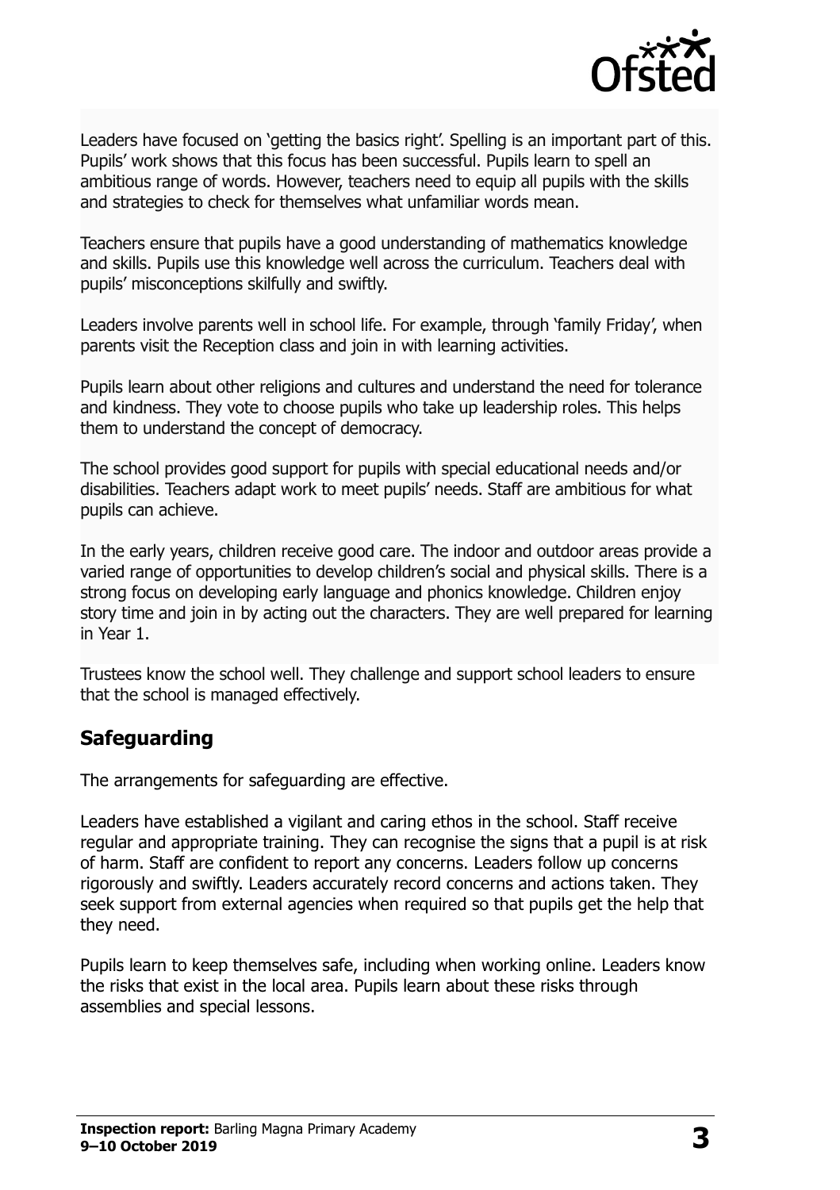Leaders have focused on 'getting the basics right'. Spelling is an important part of this. Pupils' work shows that this focus has been successful. Pupils learn to spell an ambitious range of words. However, teachers need to equip all pupils with the skills and strategies to check for themselves what unfamiliar words mean.

Teachers ensure that pupils have a good understanding of mathematics knowledge and skills. Pupils use this knowledge well across the curriculum. Teachers deal with pupils' misconceptions skilfully and swiftly.

Leaders involve parents well in school life. For example, through 'family Friday', when parents visit the Reception class and join in with learning activities.

Pupils learn about other religions and cultures and understand the need for tolerance and kindness. They vote to choose pupils who take up leadership roles. This helps them to understand the concept of democracy.

The school provides good support for pupils with special educational needs and/or disabilities. Teachers adapt work to meet pupils' needs. Staff are ambitious for what pupils can achieve.

In the early years, children receive good care. The indoor and outdoor areas provide a varied range of opportunities to develop children's social and physical skills. There is a strong focus on developing early language and phonics knowledge. Children enjoy story time and join in by acting out the characters. They are well prepared for learning in Year 1.

Trustees know the school well. They challenge and support school leaders to ensure that the school is managed effectively.

## Safeguarding

The arrangements for safeguarding are effective.

Leaders have established a vigilant and caring ethos in the school. Staff receive regular and appropriate training. They can recognise the signs that a pupil is at risk of harm. Staff are confident to report any concerns. Leaders follow up concerns rigorously and swiftly. Leaders accurately record concerns and actions taken. They seek support from external agencies when required so that pupils get the help that they need.

Pupils learn to keep themselves safe, including when working online. Leaders know the risks that exist in the local area. Pupils learn about these risks through assemblies and special lessons.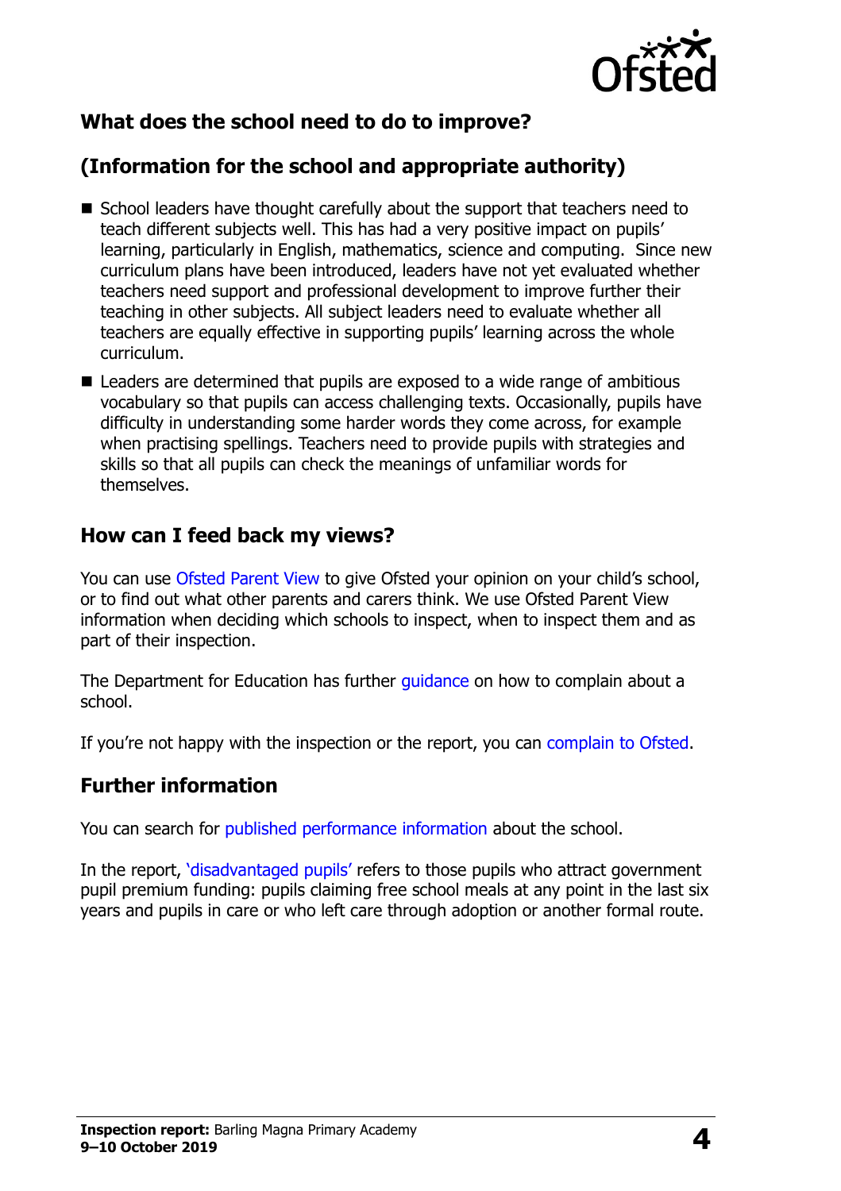## What does the school need to do to improve?

## (Information for the school and appropriate authority)

- School leaders have thought carefully about the support that teachers need to teach different subjects well. This has had a very positive impact on pupils' learning, particularly in English, mathematics, science and computing. Since new curriculum plans have been introduced, leaders have not yet evaluated whether teachers need support and professional development to improve further their teaching in other subjects. All subject leaders need to evaluate whether all teachers are equally effective in supporting pupils' learning across the whole curriculum.
- Leaders are determined that pupils are exposed to a wide range of ambitious vocabulary so that pupils can access challenging texts. Occasionally, pupils have difficulty in understanding some harder words they come across, for example when practising spellings. Teachers need to provide pupils with strategies and skills so that all pupils can check the meanings of unfamiliar words for themselves.

## How can I feed back my views?

You can use Ofsted Parent View to give Ofsted your opinion on your child's school, or to find out what other parents and carers think. We use Ofsted Parent View information when deciding which schools to inspect, when to inspect them and as part of their inspection.

The Department for Education has further guidance on how to complain about a school.

If you're not happy with the inspection or the report, you can complain to Ofsted.

## Further information

You can search for published performance information about the school.

In the report, 'disadvantaged pupils' refers to those pupils who attract government pupil premium funding: pupils claiming free school meals at any point in the last six years and pupils in care or who left care through adoption or another formal route.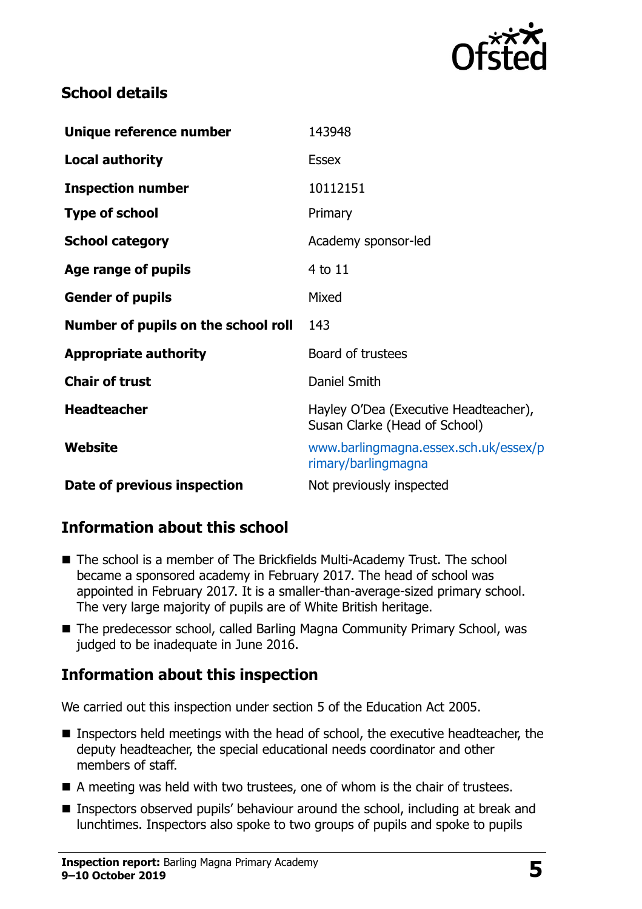## School details

| | |
|---|---|
| **Unique reference number** | 143948 |
| **Local authority** | Essex |
| **Inspection number** | 10112151 |
| **Type of school** | Primary |
| **School category** | Academy sponsor-led |
| **Age range of pupils** | 4 to 11 |
| **Gender of pupils** | Mixed |
| **Number of pupils on the school roll** | 143 |
| **Appropriate authority** | Board of trustees |
| **Chair of trust** | Daniel Smith |
| **Headteacher** | Hayley O'Dea (Executive Headteacher), Susan Clarke (Head of School) |
| **Website** | www.barlingmagna.essex.sch.uk/essex/primary/barlingmagna |
| **Date of previous inspection** | Not previously inspected |

## Information about this school

- The school is a member of The Brickfields Multi-Academy Trust. The school became a sponsored academy in February 2017. The head of school was appointed in February 2017. It is a smaller-than-average-sized primary school. The very large majority of pupils are of White British heritage.
- The predecessor school, called Barling Magna Community Primary School, was judged to be inadequate in June 2016.

## Information about this inspection

We carried out this inspection under section 5 of the Education Act 2005.

- Inspectors held meetings with the head of school, the executive headteacher, the deputy headteacher, the special educational needs coordinator and other members of staff.
- A meeting was held with two trustees, one of whom is the chair of trustees.
- Inspectors observed pupils' behaviour around the school, including at break and lunchtimes. Inspectors also spoke to two groups of pupils and spoke to pupils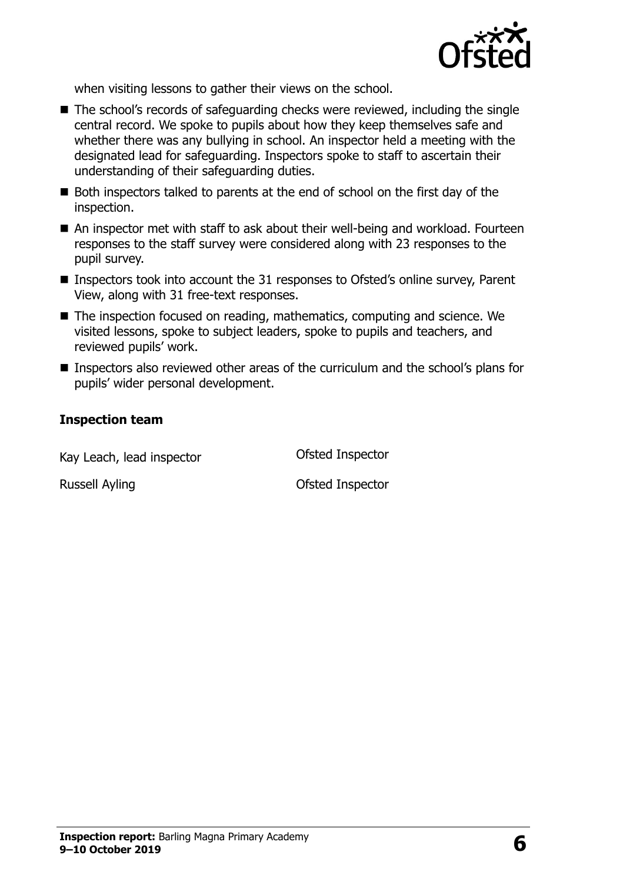when visiting lessons to gather their views on the school.

- The school's records of safeguarding checks were reviewed, including the single central record. We spoke to pupils about how they keep themselves safe and whether there was any bullying in school. An inspector held a meeting with the designated lead for safeguarding. Inspectors spoke to staff to ascertain their understanding of their safeguarding duties.
- Both inspectors talked to parents at the end of school on the first day of the inspection.
- An inspector met with staff to ask about their well-being and workload. Fourteen responses to the staff survey were considered along with 23 responses to the pupil survey.
- Inspectors took into account the 31 responses to Ofsted's online survey, Parent View, along with 31 free-text responses.
- The inspection focused on reading, mathematics, computing and science. We visited lessons, spoke to subject leaders, spoke to pupils and teachers, and reviewed pupils' work.
- Inspectors also reviewed other areas of the curriculum and the school's plans for pupils' wider personal development.

### Inspection team

| | |
|---|---|
| Kay Leach, lead inspector | Ofsted Inspector |
| Russell Ayling | Ofsted Inspector |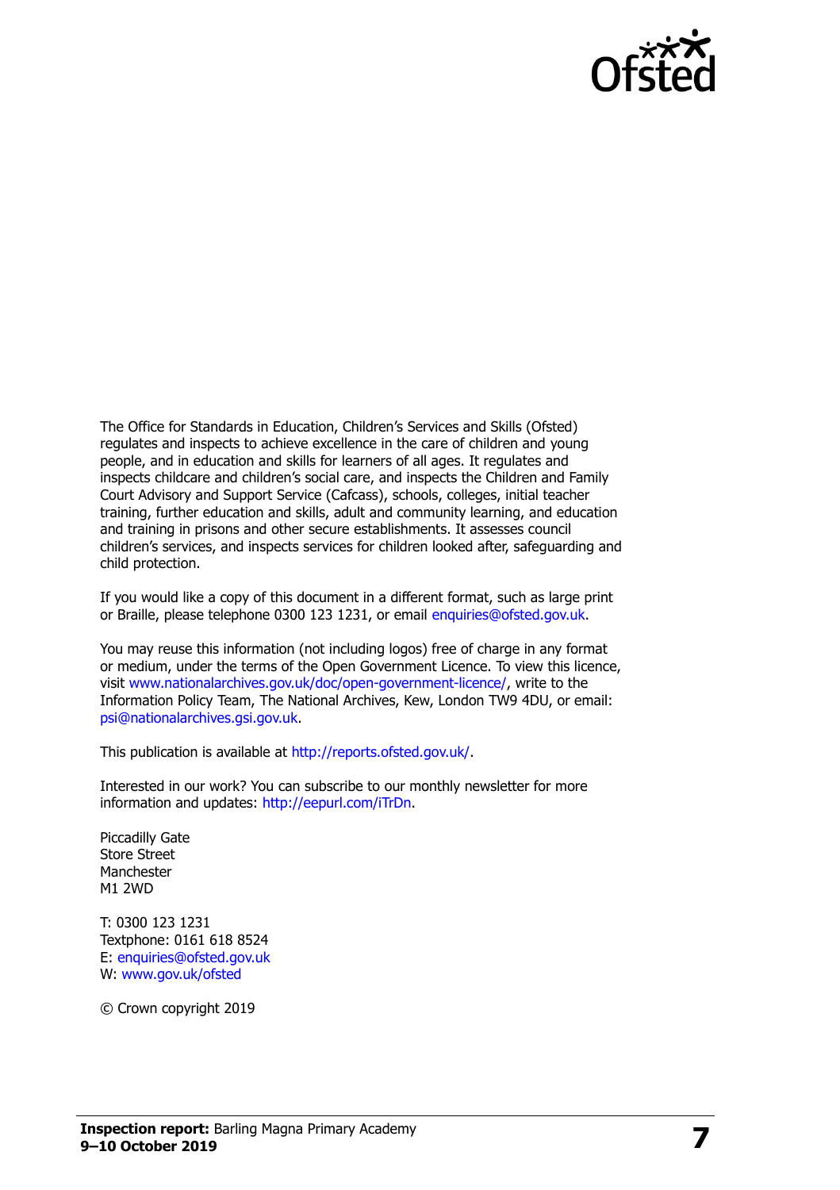The Office for Standards in Education, Children's Services and Skills (Ofsted) regulates and inspects to achieve excellence in the care of children and young people, and in education and skills for learners of all ages. It regulates and inspects childcare and children's social care, and inspects the Children and Family Court Advisory and Support Service (Cafcass), schools, colleges, initial teacher training, further education and skills, adult and community learning, and education and training in prisons and other secure establishments. It assesses council children's services, and inspects services for children looked after, safeguarding and child protection.

If you would like a copy of this document in a different format, such as large print or Braille, please telephone 0300 123 1231, or email enquiries@ofsted.gov.uk.

You may reuse this information (not including logos) free of charge in any format or medium, under the terms of the Open Government Licence. To view this licence, visit www.nationalarchives.gov.uk/doc/open-government-licence/, write to the Information Policy Team, The National Archives, Kew, London TW9 4DU, or email: psi@nationalarchives.gsi.gov.uk.

This publication is available at http://reports.ofsted.gov.uk/.

Interested in our work? You can subscribe to our monthly newsletter for more information and updates: http://eepurl.com/iTrDn.

Piccadilly Gate
Store Street
Manchester
M1 2WD

T: 0300 123 1231
Textphone: 0161 618 8524
E: enquiries@ofsted.gov.uk
W: www.gov.uk/ofsted

© Crown copyright 2019